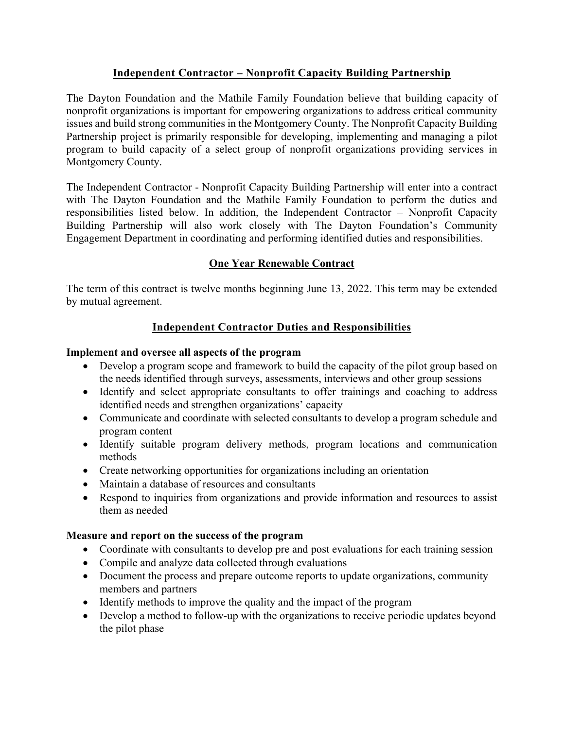## Independent Contractor – Nonprofit Capacity Building Partnership

The Dayton Foundation and the Mathile Family Foundation believe that building capacity of nonprofit organizations is important for empowering organizations to address critical community issues and build strong communities in the Montgomery County. The Nonprofit Capacity Building Partnership project is primarily responsible for developing, implementing and managing a pilot program to build capacity of a select group of nonprofit organizations providing services in Montgomery County.

The Independent Contractor - Nonprofit Capacity Building Partnership will enter into a contract with The Dayton Foundation and the Mathile Family Foundation to perform the duties and responsibilities listed below. In addition, the Independent Contractor – Nonprofit Capacity Building Partnership will also work closely with The Dayton Foundation's Community Engagement Department in coordinating and performing identified duties and responsibilities.

## One Year Renewable Contract

The term of this contract is twelve months beginning June 13, 2022. This term may be extended by mutual agreement.

## Independent Contractor Duties and Responsibilities

**Implement and oversee all aspects of the program**

- Develop a program scope and framework to build the capacity of the pilot group based on the needs identified through surveys, assessments, interviews and other group sessions
- Identify and select appropriate consultants to offer trainings and coaching to address identified needs and strengthen organizations' capacity
- Communicate and coordinate with selected consultants to develop a program schedule and program content
- Identify suitable program delivery methods, program locations and communication methods
- Create networking opportunities for organizations including an orientation
- Maintain a database of resources and consultants
- Respond to inquiries from organizations and provide information and resources to assist them as needed

**Measure and report on the success of the program**

- Coordinate with consultants to develop pre and post evaluations for each training session
- Compile and analyze data collected through evaluations
- Document the process and prepare outcome reports to update organizations, community members and partners
- Identify methods to improve the quality and the impact of the program
- Develop a method to follow-up with the organizations to receive periodic updates beyond the pilot phase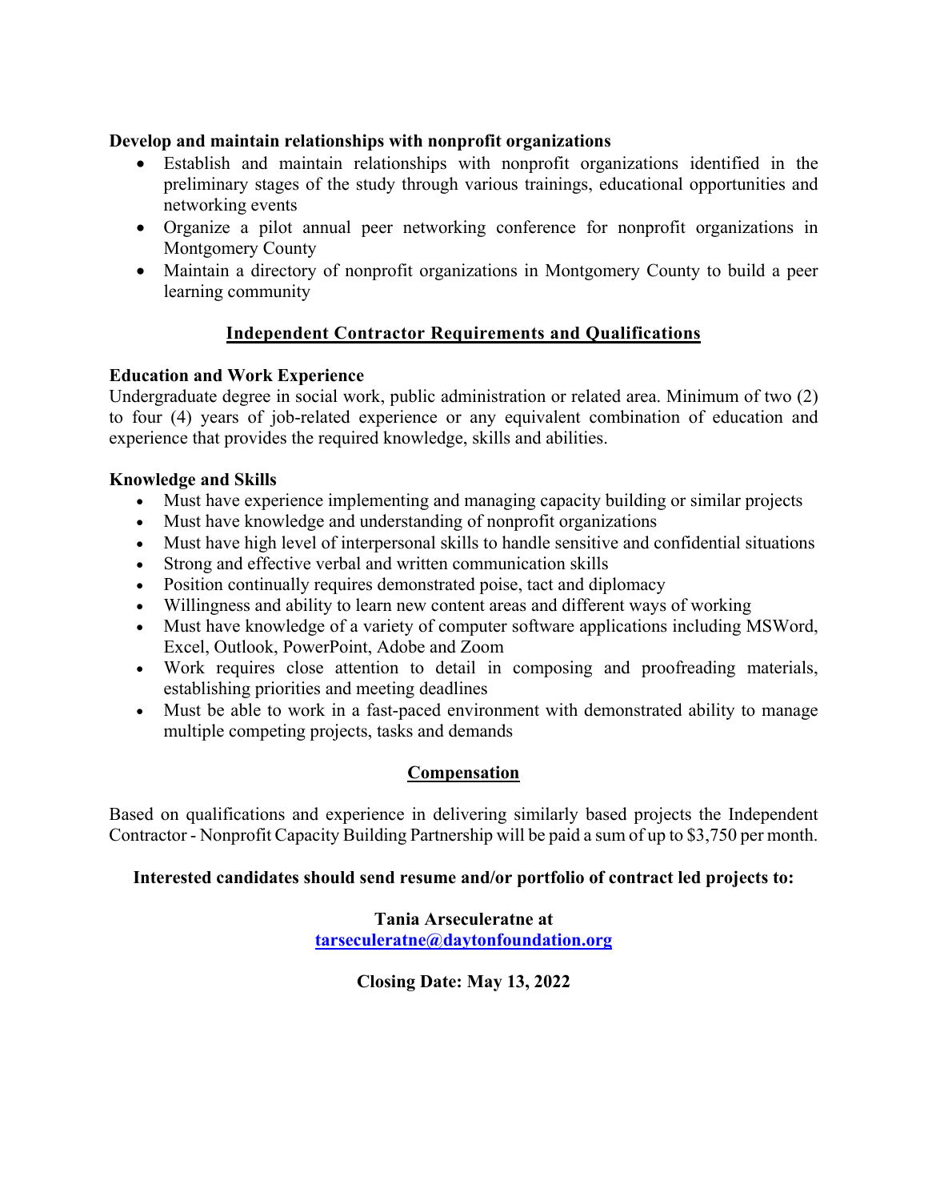**Develop and maintain relationships with nonprofit organizations**

- Establish and maintain relationships with nonprofit organizations identified in the preliminary stages of the study through various trainings, educational opportunities and networking events
- Organize a pilot annual peer networking conference for nonprofit organizations in Montgomery County
- Maintain a directory of nonprofit organizations in Montgomery County to build a peer learning community

## Independent Contractor Requirements and Qualifications

**Education and Work Experience**

Undergraduate degree in social work, public administration or related area. Minimum of two (2) to four (4) years of job-related experience or any equivalent combination of education and experience that provides the required knowledge, skills and abilities.

**Knowledge and Skills**

- Must have experience implementing and managing capacity building or similar projects
- Must have knowledge and understanding of nonprofit organizations
- Must have high level of interpersonal skills to handle sensitive and confidential situations
- Strong and effective verbal and written communication skills
- Position continually requires demonstrated poise, tact and diplomacy
- Willingness and ability to learn new content areas and different ways of working
- Must have knowledge of a variety of computer software applications including MSWord, Excel, Outlook, PowerPoint, Adobe and Zoom
- Work requires close attention to detail in composing and proofreading materials, establishing priorities and meeting deadlines
- Must be able to work in a fast-paced environment with demonstrated ability to manage multiple competing projects, tasks and demands

## Compensation

Based on qualifications and experience in delivering similarly based projects the Independent Contractor - Nonprofit Capacity Building Partnership will be paid a sum of up to $3,750 per month.

**Interested candidates should send resume and/or portfolio of contract led projects to:**

**Tania Arseculeratne at**
**[tarseculeratne@daytonfoundation.org](mailto:tarseculeratne@daytonfoundation.org)**

**Closing Date: May 13, 2022**